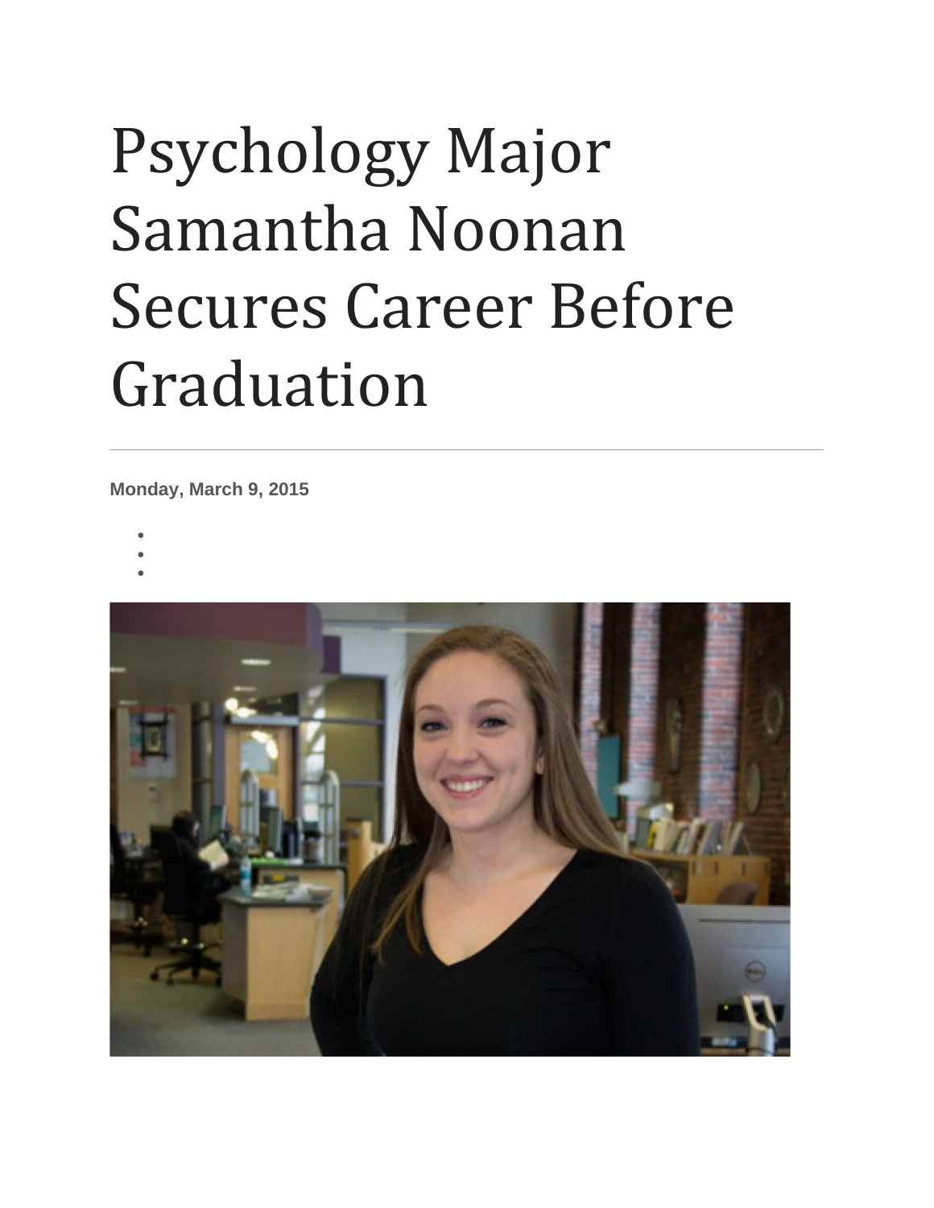# Psychology Major Samantha Noonan Secures Career Before Graduation

**Monday, March 9, 2015**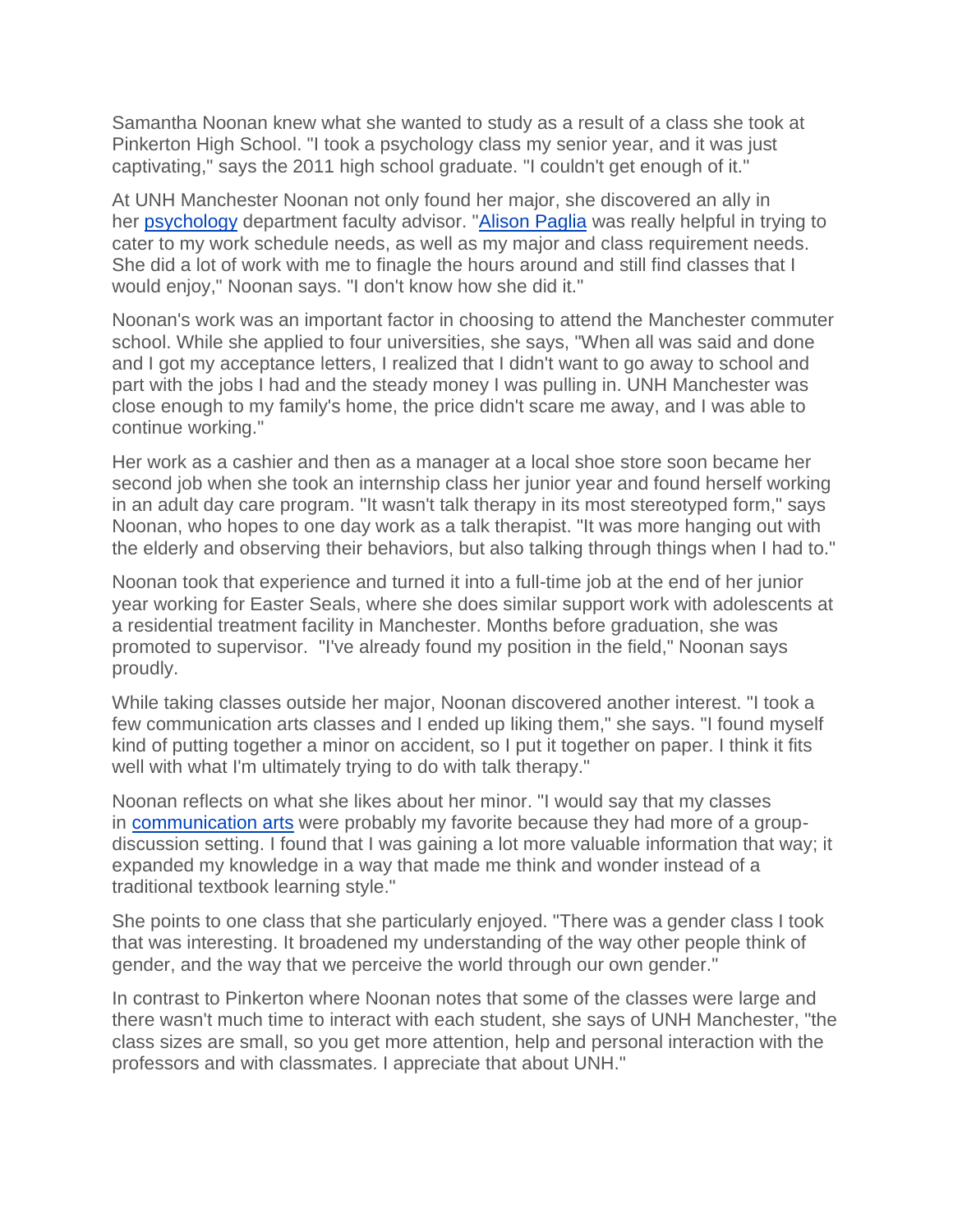Samantha Noonan knew what she wanted to study as a result of a class she took at Pinkerton High School. "I took a psychology class my senior year, and it was just captivating," says the 2011 high school graduate. "I couldn't get enough of it."

At UNH Manchester Noonan not only found her major, she discovered an ally in her psychology department faculty advisor. "Alison Paglia was really helpful in trying to cater to my work schedule needs, as well as my major and class requirement needs. She did a lot of work with me to finagle the hours around and still find classes that I would enjoy," Noonan says. "I don't know how she did it."

Noonan's work was an important factor in choosing to attend the Manchester commuter school. While she applied to four universities, she says, "When all was said and done and I got my acceptance letters, I realized that I didn't want to go away to school and part with the jobs I had and the steady money I was pulling in. UNH Manchester was close enough to my family's home, the price didn't scare me away, and I was able to continue working."

Her work as a cashier and then as a manager at a local shoe store soon became her second job when she took an internship class her junior year and found herself working in an adult day care program. "It wasn't talk therapy in its most stereotyped form," says Noonan, who hopes to one day work as a talk therapist. "It was more hanging out with the elderly and observing their behaviors, but also talking through things when I had to."

Noonan took that experience and turned it into a full-time job at the end of her junior year working for Easter Seals, where she does similar support work with adolescents at a residential treatment facility in Manchester. Months before graduation, she was promoted to supervisor. "I've already found my position in the field," Noonan says proudly.

While taking classes outside her major, Noonan discovered another interest. "I took a few communication arts classes and I ended up liking them," she says. "I found myself kind of putting together a minor on accident, so I put it together on paper. I think it fits well with what I'm ultimately trying to do with talk therapy."

Noonan reflects on what she likes about her minor. "I would say that my classes in communication arts were probably my favorite because they had more of a group-discussion setting. I found that I was gaining a lot more valuable information that way; it expanded my knowledge in a way that made me think and wonder instead of a traditional textbook learning style."

She points to one class that she particularly enjoyed. "There was a gender class I took that was interesting. It broadened my understanding of the way other people think of gender, and the way that we perceive the world through our own gender."

In contrast to Pinkerton where Noonan notes that some of the classes were large and there wasn't much time to interact with each student, she says of UNH Manchester, "the class sizes are small, so you get more attention, help and personal interaction with the professors and with classmates. I appreciate that about UNH."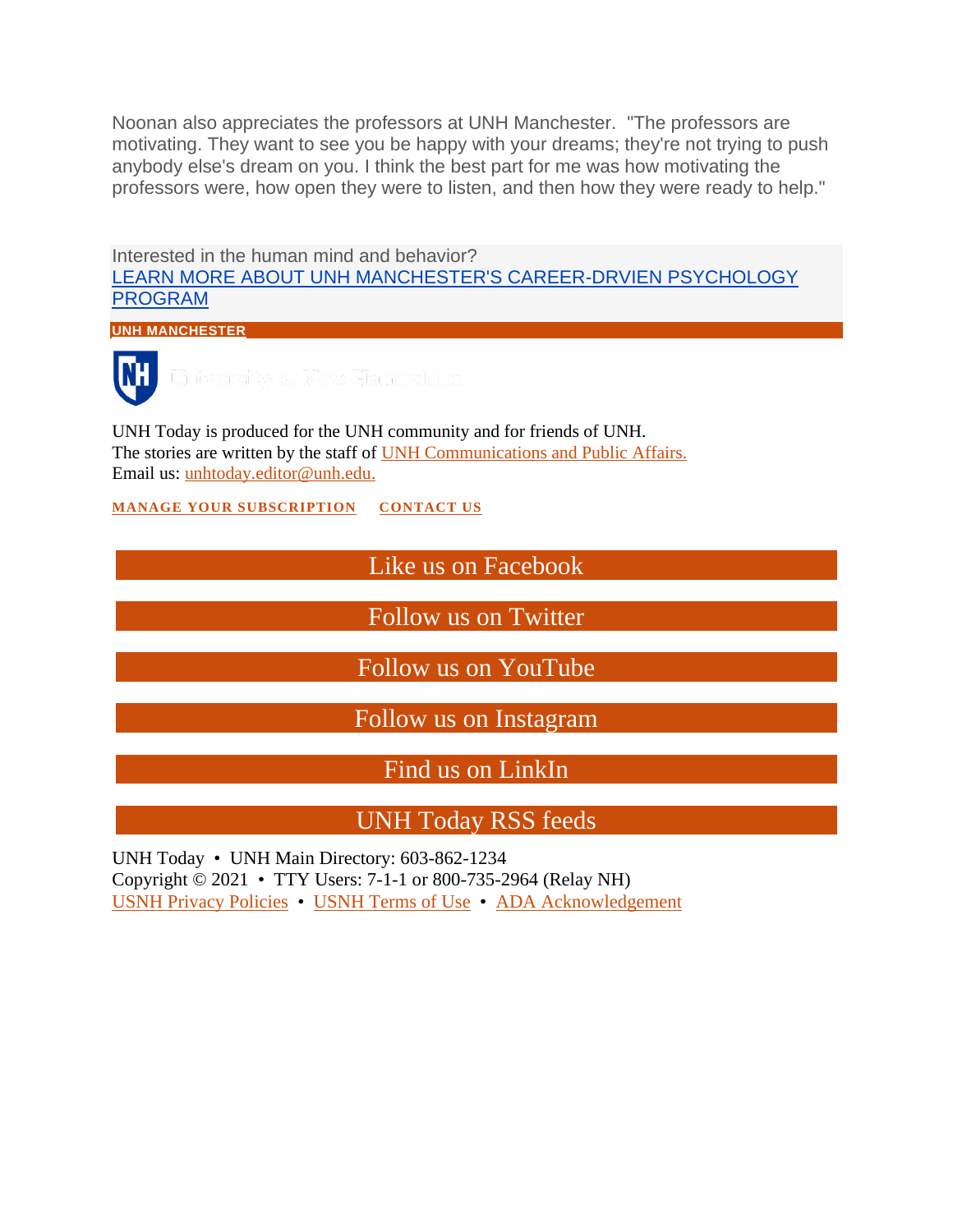Noonan also appreciates the professors at UNH Manchester. "The professors are motivating. They want to see you be happy with your dreams; they're not trying to push anybody else's dream on you. I think the best part for me was how motivating the professors were, how open they were to listen, and then how they were ready to help."

Interested in the human mind and behavior?
[LEARN MORE ABOUT UNH MANCHESTER'S CAREER-DRVIEN PSYCHOLOGY PROGRAM]

**UNH MANCHESTER**

University of New Hampshire

UNH Today is produced for the UNH community and for friends of UNH.
The stories are written by the staff of UNH Communications and Public Affairs.
Email us: unhtoday.editor@unh.edu.

**MANAGE YOUR SUBSCRIPTION** **CONTACT US**

Like us on Facebook

Follow us on Twitter

Follow us on YouTube

Follow us on Instagram

Find us on LinkIn

UNH Today RSS feeds

UNH Today • UNH Main Directory: 603-862-1234
Copyright © 2021 • TTY Users: 7-1-1 or 800-735-2964 (Relay NH)
USNH Privacy Policies • USNH Terms of Use • ADA Acknowledgement